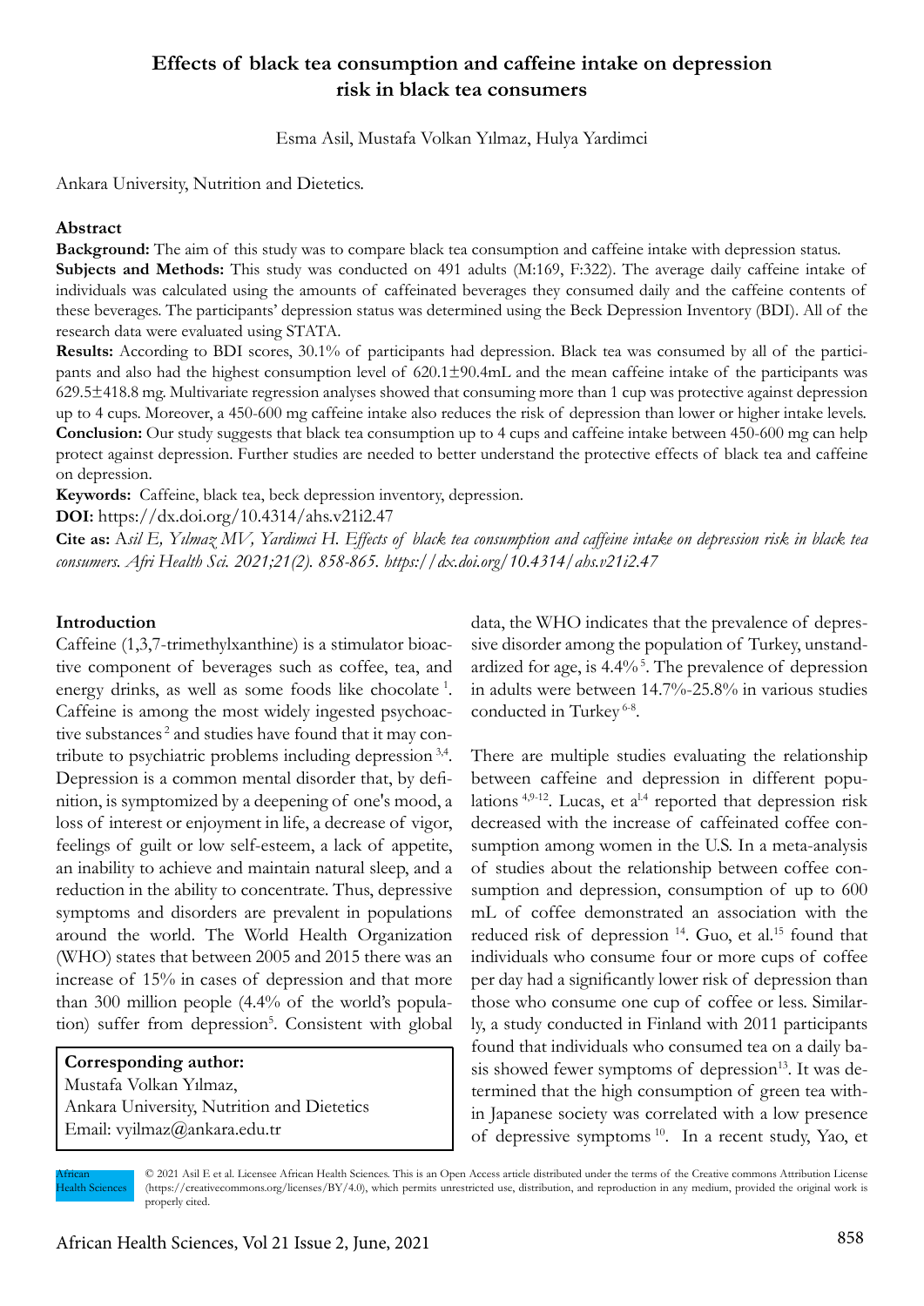# Effects of black tea consumption and caffeine intake on depression risk in black tea consumers

Esma Asil, Mustafa Volkan Yılmaz, Hulya Yardimci

Ankara University, Nutrition and Dietetics.

## Abstract

**Background:** The aim of this study was to compare black tea consumption and caffeine intake with depression status.

**Subjects and Methods:** This study was conducted on 491 adults (M:169, F:322). The average daily caffeine intake of individuals was calculated using the amounts of caffeinated beverages they consumed daily and the caffeine contents of these beverages. The participants' depression status was determined using the Beck Depression Inventory (BDI). All of the research data were evaluated using STATA.

**Results:** According to BDI scores, 30.1% of participants had depression. Black tea was consumed by all of the participants and also had the highest consumption level of 620.1±90.4mL and the mean caffeine intake of the participants was 629.5±418.8 mg. Multivariate regression analyses showed that consuming more than 1 cup was protective against depression up to 4 cups. Moreover, a 450-600 mg caffeine intake also reduces the risk of depression than lower or higher intake levels.

**Conclusion:** Our study suggests that black tea consumption up to 4 cups and caffeine intake between 450-600 mg can help protect against depression. Further studies are needed to better understand the protective effects of black tea and caffeine on depression.

**Keywords:** Caffeine, black tea, beck depression inventory, depression.

**DOI:** https://dx.doi.org/10.4314/ahs.v21i2.47

**Cite as:** A*sil E, Yılmaz MV, Yardimci H. Effects of black tea consumption and caffeine intake on depression risk in black tea consumers. Afri Health Sci. 2021;21(2). 858-865. https://dx.doi.org/10.4314/ahs.v21i2.47*

## Introduction

Caffeine (1,3,7-trimethylxanthine) is a stimulator bioactive component of beverages such as coffee, tea, and energy drinks, as well as some foods like chocolate [1]. Caffeine is among the most widely ingested psychoactive substances [2] and studies have found that it may contribute to psychiatric problems including depression [3,4]. Depression is a common mental disorder that, by definition, is symptomized by a deepening of one's mood, a loss of interest or enjoyment in life, a decrease of vigor, feelings of guilt or low self-esteem, a lack of appetite, an inability to achieve and maintain natural sleep, and a reduction in the ability to concentrate. Thus, depressive symptoms and disorders are prevalent in populations around the world. The World Health Organization (WHO) states that between 2005 and 2015 there was an increase of 15% in cases of depression and that more than 300 million people (4.4% of the world's population) suffer from depression[5]. Consistent with global data, the WHO indicates that the prevalence of depressive disorder among the population of Turkey, unstandardized for age, is 4.4% [5]. The prevalence of depression in adults were between 14.7%-25.8% in various studies conducted in Turkey [6-8].

**Corresponding author:**
Mustafa Volkan Yılmaz,
Ankara University, Nutrition and Dietetics
Email: vyilmaz@ankara.edu.tr

There are multiple studies evaluating the relationship between caffeine and depression in different populations [4,9-12]. Lucas, et al[4] reported that depression risk decreased with the increase of caffeinated coffee consumption among women in the U.S. In a meta-analysis of studies about the relationship between coffee consumption and depression, consumption of up to 600 mL of coffee demonstrated an association with the reduced risk of depression [14]. Guo, et al.[15] found that individuals who consume four or more cups of coffee per day had a significantly lower risk of depression than those who consume one cup of coffee or less. Similarly, a study conducted in Finland with 2011 participants found that individuals who consumed tea on a daily basis showed fewer symptoms of depression[13]. It was determined that the high consumption of green tea within Japanese society was correlated with a low presence of depressive symptoms [10]. In a recent study, Yao, et

© 2021 Asil E et al. Licensee African Health Sciences. This is an Open Access article distributed under the terms of the Creative commons Attribution License (https://creativecommons.org/licenses/BY/4.0), which permits unrestricted use, distribution, and reproduction in any medium, provided the original work is properly cited.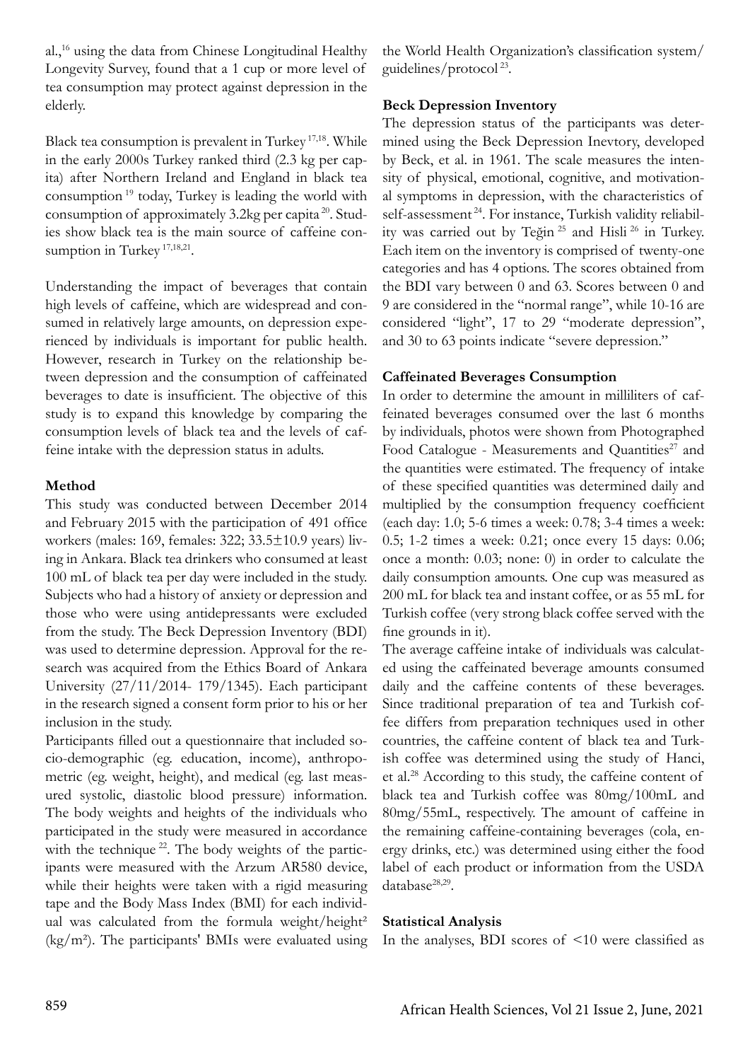al.,[16] using the data from Chinese Longitudinal Healthy Longevity Survey, found that a 1 cup or more level of tea consumption may protect against depression in the elderly.

Black tea consumption is prevalent in Turkey [17,18]. While in the early 2000s Turkey ranked third (2.3 kg per capita) after Northern Ireland and England in black tea consumption [19] today, Turkey is leading the world with consumption of approximately 3.2kg per capita [20]. Studies show black tea is the main source of caffeine consumption in Turkey [17,18,21].

Understanding the impact of beverages that contain high levels of caffeine, which are widespread and consumed in relatively large amounts, on depression experienced by individuals is important for public health. However, research in Turkey on the relationship between depression and the consumption of caffeinated beverages to date is insufficient. The objective of this study is to expand this knowledge by comparing the consumption levels of black tea and the levels of caffeine intake with the depression status in adults.

## Method

This study was conducted between December 2014 and February 2015 with the participation of 491 office workers (males: 169, females: 322; 33.5±10.9 years) living in Ankara. Black tea drinkers who consumed at least 100 mL of black tea per day were included in the study. Subjects who had a history of anxiety or depression and those who were using antidepressants were excluded from the study. The Beck Depression Inventory (BDI) was used to determine depression. Approval for the research was acquired from the Ethics Board of Ankara University (27/11/2014- 179/1345). Each participant in the research signed a consent form prior to his or her inclusion in the study.

Participants filled out a questionnaire that included socio-demographic (eg. education, income), anthropometric (eg. weight, height), and medical (eg. last measured systolic, diastolic blood pressure) information. The body weights and heights of the individuals who participated in the study were measured in accordance with the technique [22]. The body weights of the participants were measured with the Arzum AR580 device, while their heights were taken with a rigid measuring tape and the Body Mass Index (BMI) for each individual was calculated from the formula weight/height² (kg/m²). The participants' BMIs were evaluated using the World Health Organization's classification system/guidelines/protocol [23].

### Beck Depression Inventory

The depression status of the participants was determined using the Beck Depression Inevtory, developed by Beck, et al. in 1961. The scale measures the intensity of physical, emotional, cognitive, and motivational symptoms in depression, with the characteristics of self-assessment [24]. For instance, Turkish validity reliability was carried out by Teğin [25] and Hisli [26] in Turkey. Each item on the inventory is comprised of twenty-one categories and has 4 options. The scores obtained from the BDI vary between 0 and 63. Scores between 0 and 9 are considered in the "normal range", while 10-16 are considered "light", 17 to 29 "moderate depression", and 30 to 63 points indicate "severe depression."

### Caffeinated Beverages Consumption

In order to determine the amount in milliliters of caffeinated beverages consumed over the last 6 months by individuals, photos were shown from Photographed Food Catalogue - Measurements and Quantities[27] and the quantities were estimated. The frequency of intake of these specified quantities was determined daily and multiplied by the consumption frequency coefficient (each day: 1.0; 5-6 times a week: 0.78; 3-4 times a week: 0.5; 1-2 times a week: 0.21; once every 15 days: 0.06; once a month: 0.03; none: 0) in order to calculate the daily consumption amounts. One cup was measured as 200 mL for black tea and instant coffee, or as 55 mL for Turkish coffee (very strong black coffee served with the fine grounds in it).

The average caffeine intake of individuals was calculated using the caffeinated beverage amounts consumed daily and the caffeine contents of these beverages. Since traditional preparation of tea and Turkish coffee differs from preparation techniques used in other countries, the caffeine content of black tea and Turkish coffee was determined using the study of Hanci, et al.[28] According to this study, the caffeine content of black tea and Turkish coffee was 80mg/100mL and 80mg/55mL, respectively. The amount of caffeine in the remaining caffeine-containing beverages (cola, energy drinks, etc.) was determined using either the food label of each product or information from the USDA database[28,29].

### Statistical Analysis

In the analyses, BDI scores of <10 were classified as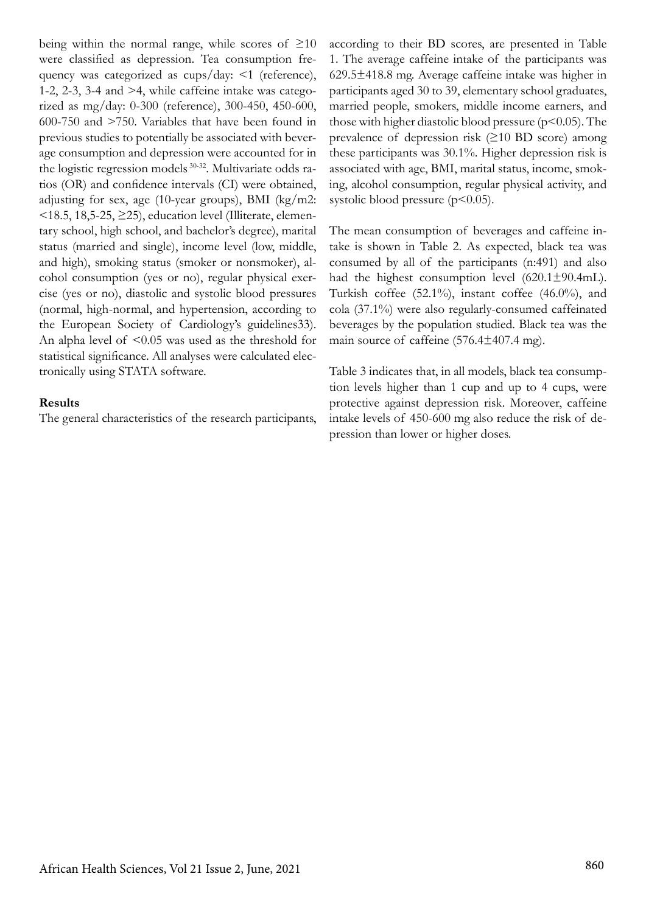being within the normal range, while scores of ≥10 were classified as depression. Tea consumption frequency was categorized as cups/day: <1 (reference), 1-2, 2-3, 3-4 and >4, while caffeine intake was categorized as mg/day: 0-300 (reference), 300-450, 450-600, 600-750 and >750. Variables that have been found in previous studies to potentially be associated with beverage consumption and depression were accounted for in the logistic regression models [30-32]. Multivariate odds ratios (OR) and confidence intervals (CI) were obtained, adjusting for sex, age (10-year groups), BMI (kg/m2: <18.5, 18,5-25, ≥25), education level (Illiterate, elementary school, high school, and bachelor's degree), marital status (married and single), income level (low, middle, and high), smoking status (smoker or nonsmoker), alcohol consumption (yes or no), regular physical exercise (yes or no), diastolic and systolic blood pressures (normal, high-normal, and hypertension, according to the European Society of Cardiology's guidelines33). An alpha level of <0.05 was used as the threshold for statistical significance. All analyses were calculated electronically using STATA software.

**Results**

The general characteristics of the research participants, according to their BD scores, are presented in Table 1. The average caffeine intake of the participants was 629.5±418.8 mg. Average caffeine intake was higher in participants aged 30 to 39, elementary school graduates, married people, smokers, middle income earners, and those with higher diastolic blood pressure ($p<0.05$). The prevalence of depression risk (≥10 BD score) among these participants was 30.1%. Higher depression risk is associated with age, BMI, marital status, income, smoking, alcohol consumption, regular physical activity, and systolic blood pressure ($p<0.05$).

The mean consumption of beverages and caffeine intake is shown in Table 2. As expected, black tea was consumed by all of the participants (n:491) and also had the highest consumption level (620.1±90.4mL). Turkish coffee (52.1%), instant coffee (46.0%), and cola (37.1%) were also regularly-consumed caffeinated beverages by the population studied. Black tea was the main source of caffeine (576.4±407.4 mg).

Table 3 indicates that, in all models, black tea consumption levels higher than 1 cup and up to 4 cups, were protective against depression risk. Moreover, caffeine intake levels of 450-600 mg also reduce the risk of depression than lower or higher doses.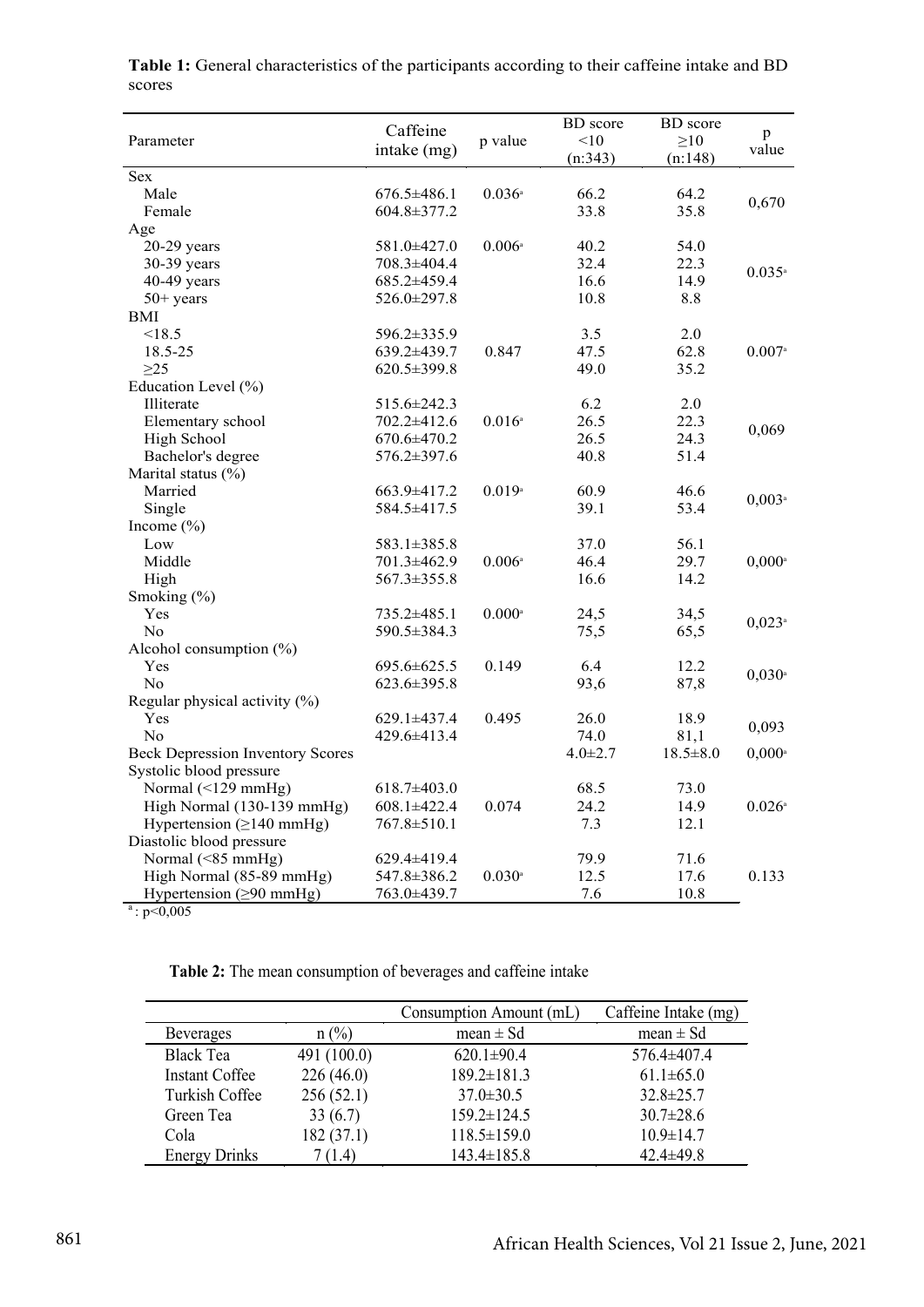**Table 1:** General characteristics of the participants according to their caffeine intake and BD scores

| Parameter | Caffeine intake (mg) | p value | BD score <10 (n:343) | BD score ≥10 (n:148) | p value |
|---|---|---|---|---|---|
| Sex | | | | | |
| Male | 676.5±486.1 | 0.036[a] | 66.2 | 64.2 | 0,670 |
| Female | 604.8±377.2 | | 33.8 | 35.8 | |
| Age | | | | | |
| 20-29 years | 581.0±427.0 | 0.006[a] | 40.2 | 54.0 | 0.035[a] |
| 30-39 years | 708.3±404.4 | | 32.4 | 22.3 | |
| 40-49 years | 685.2±459.4 | | 16.6 | 14.9 | |
| 50+ years | 526.0±297.8 | | 10.8 | 8.8 | |
| BMI | | | | | |
| <18.5 | 596.2±335.9 | 0.847 | 3.5 | 2.0 | 0.007[a] |
| 18.5-25 | 639.2±439.7 | | 47.5 | 62.8 | |
| ≥25 | 620.5±399.8 | | 49.0 | 35.2 | |
| Education Level (%) | | | | | |
| Illiterate | 515.6±242.3 | 0.016[a] | 6.2 | 2.0 | 0,069 |
| Elementary school | 702.2±412.6 | | 26.5 | 22.3 | |
| High School | 670.6±470.2 | | 26.5 | 24.3 | |
| Bachelor's degree | 576.2±397.6 | | 40.8 | 51.4 | |
| Marital status (%) | | | | | |
| Married | 663.9±417.2 | 0.019[a] | 60.9 | 46.6 | 0,003[a] |
| Single | 584.5±417.5 | | 39.1 | 53.4 | |
| Income (%) | | | | | |
| Low | 583.1±385.8 | 0.006[a] | 37.0 | 56.1 | 0,000[a] |
| Middle | 701.3±462.9 | | 46.4 | 29.7 | |
| High | 567.3±355.8 | | 16.6 | 14.2 | |
| Smoking (%) | | | | | |
| Yes | 735.2±485.1 | 0.000[a] | 24,5 | 34,5 | 0,023[a] |
| No | 590.5±384.3 | | 75,5 | 65,5 | |
| Alcohol consumption (%) | | | | | |
| Yes | 695.6±625.5 | 0.149 | 6.4 | 12.2 | 0,030[a] |
| No | 623.6±395.8 | | 93,6 | 87,8 | |
| Regular physical activity (%) | | | | | |
| Yes | 629.1±437.4 | 0.495 | 26.0 | 18.9 | 0,093 |
| No | 429.6±413.4 | | 74.0 | 81,1 | |
| Beck Depression Inventory Scores | | | 4.0±2.7 | 18.5±8.0 | 0,000[a] |
| Systolic blood pressure | | | | | |
| Normal (<129 mmHg) | 618.7±403.0 | 0.074 | 68.5 | 73.0 | 0.026[a] |
| High Normal (130-139 mmHg) | 608.1±422.4 | | 24.2 | 14.9 | |
| Hypertension (≥140 mmHg) | 767.8±510.1 | | 7.3 | 12.1 | |
| Diastolic blood pressure | | | | | |
| Normal (<85 mmHg) | 629.4±419.4 | 0.030[a] | 79.9 | 71.6 | 0.133 |
| High Normal (85-89 mmHg) | 547.8±386.2 | | 12.5 | 17.6 | |
| Hypertension (≥90 mmHg) | 763.0±439.7 | | 7.6 | 10.8 | |

[a]: p<0,005

**Table 2:** The mean consumption of beverages and caffeine intake

| | | Consumption Amount (mL) | Caffeine Intake (mg) |
|---|---|---|---|
| Beverages | n (%) | mean ± Sd | mean ± Sd |
| Black Tea | 491 (100.0) | 620.1±90.4 | 576.4±407.4 |
| Instant Coffee | 226 (46.0) | 189.2±181.3 | 61.1±65.0 |
| Turkish Coffee | 256 (52.1) | 37.0±30.5 | 32.8±25.7 |
| Green Tea | 33 (6.7) | 159.2±124.5 | 30.7±28.6 |
| Cola | 182 (37.1) | 118.5±159.0 | 10.9±14.7 |
| Energy Drinks | 7 (1.4) | 143.4±185.8 | 42.4±49.8 |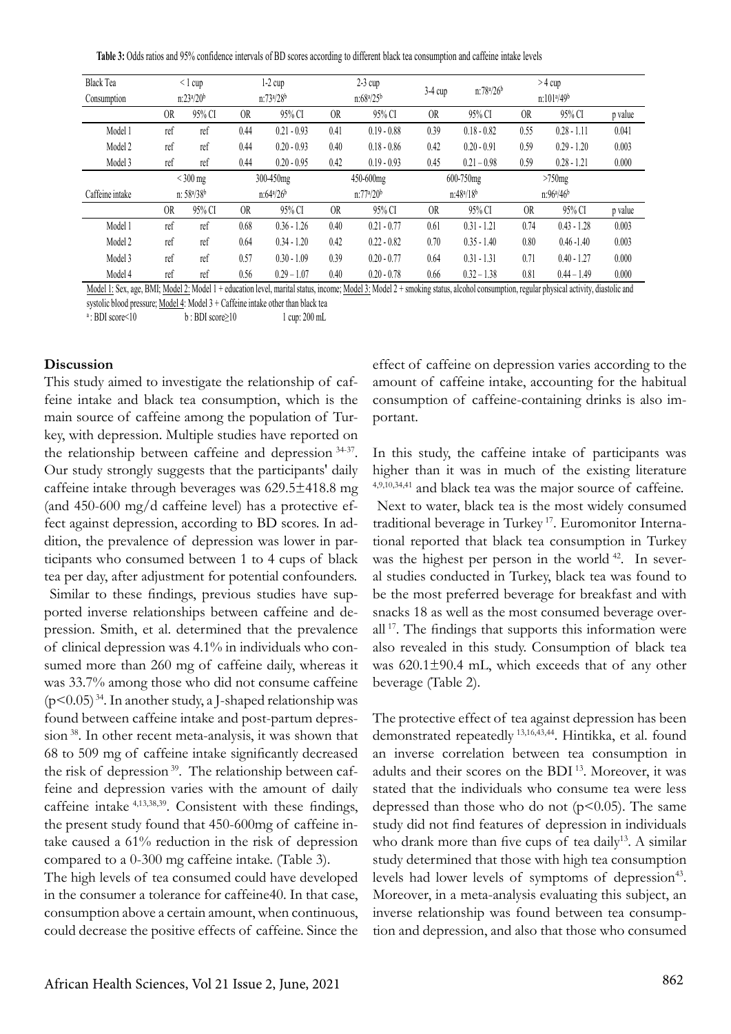**Table 3:** Odds ratios and 95% confidence intervals of BD scores according to different black tea consumption and caffeine intake levels

| Black Tea Consumption | < 1 cup n:23[a]/20[b] | | 1-2 cup n:73[a]/28[b] | | 2-3 cup n:68[a]/25[b] | | 3-4 cup n:78[a]/26[b] | | > 4 cup n:101[a]/49[b] | | |
|---|---|---|---|---|---|---|---|---|---|---|---|
| | OR | 95% CI | OR | 95% CI | OR | 95% CI | OR | 95% CI | OR | 95% CI | p value |
| Model 1 | ref | ref | 0.44 | 0.21 - 0.93 | 0.41 | 0.19 - 0.88 | 0.39 | 0.18 - 0.82 | 0.55 | 0.28 - 1.11 | 0.041 |
| Model 2 | ref | ref | 0.44 | 0.20 - 0.93 | 0.40 | 0.18 - 0.86 | 0.42 | 0.20 - 0.91 | 0.59 | 0.29 - 1.20 | 0.003 |
| Model 3 | ref | ref | 0.44 | 0.20 - 0.95 | 0.42 | 0.19 - 0.93 | 0.45 | 0.21 – 0.98 | 0.59 | 0.28 - 1.21 | 0.000 |
| **Caffeine intake** | < 300 mg n: 58[a]/38[b] | | 300-450mg n:64[a]/26[b] | | 450-600mg n:77[a]/20[b] | | 600-750mg n:48[a]/18[b] | | >750mg n:96[a]/46[b] | | |
| | OR | 95% CI | OR | 95% CI | OR | 95% CI | OR | 95% CI | OR | 95% CI | p value |
| Model 1 | ref | ref | 0.68 | 0.36 - 1.26 | 0.40 | 0.21 - 0.77 | 0.61 | 0.31 - 1.21 | 0.74 | 0.43 - 1.28 | 0.003 |
| Model 2 | ref | ref | 0.64 | 0.34 - 1.20 | 0.42 | 0.22 - 0.82 | 0.70 | 0.35 - 1.40 | 0.80 | 0.46 -1.40 | 0.003 |
| Model 3 | ref | ref | 0.57 | 0.30 - 1.09 | 0.39 | 0.20 - 0.77 | 0.64 | 0.31 - 1.31 | 0.71 | 0.40 - 1.27 | 0.000 |
| Model 4 | ref | ref | 0.56 | 0.29 – 1.07 | 0.40 | 0.20 - 0.78 | 0.66 | 0.32 – 1.38 | 0.81 | 0.44 – 1.49 | 0.000 |

Model 1: Sex, age, BMI; Model 2: Model 1 + education level, marital status, income; Model 3: Model 2 + smoking status, alcohol consumption, regular physical activity, diastolic and systolic blood pressure; Model 4: Model 3 + Caffeine intake other than black tea

[a]: BDI score<10 b : BDI score≥10 1 cup: 200 mL

**Discussion**

This study aimed to investigate the relationship of caffeine intake and black tea consumption, which is the main source of caffeine among the population of Turkey, with depression. Multiple studies have reported on the relationship between caffeine and depression [34-37]. Our study strongly suggests that the participants' daily caffeine intake through beverages was 629.5±418.8 mg (and 450-600 mg/d caffeine level) has a protective effect against depression, according to BD scores. In addition, the prevalence of depression was lower in participants who consumed between 1 to 4 cups of black tea per day, after adjustment for potential confounders.

Similar to these findings, previous studies have supported inverse relationships between caffeine and depression. Smith, et al. determined that the prevalence of clinical depression was 4.1% in individuals who consumed more than 260 mg of caffeine daily, whereas it was 33.7% among those who did not consume caffeine ($p<0.05$) [34]. In another study, a J-shaped relationship was found between caffeine intake and post-partum depression [38]. In other recent meta-analysis, it was shown that 68 to 509 mg of caffeine intake significantly decreased the risk of depression [39]. The relationship between caffeine and depression varies with the amount of daily caffeine intake [4,13,38,39]. Consistent with these findings, the present study found that 450-600mg of caffeine intake caused a 61% reduction in the risk of depression compared to a 0-300 mg caffeine intake. (Table 3).

The high levels of tea consumed could have developed in the consumer a tolerance for caffeine40. In that case, consumption above a certain amount, when continuous, could decrease the positive effects of caffeine. Since the effect of caffeine on depression varies according to the amount of caffeine intake, accounting for the habitual consumption of caffeine-containing drinks is also important.

In this study, the caffeine intake of participants was higher than it was in much of the existing literature [4,9,10,34,41] and black tea was the major source of caffeine. Next to water, black tea is the most widely consumed traditional beverage in Turkey [17]. Euromonitor International reported that black tea consumption in Turkey was the highest per person in the world [42]. In several studies conducted in Turkey, black tea was found to be the most preferred beverage for breakfast and with snacks 18 as well as the most consumed beverage overall [17]. The findings that supports this information were also revealed in this study. Consumption of black tea was 620.1±90.4 mL, which exceeds that of any other beverage (Table 2).

The protective effect of tea against depression has been demonstrated repeatedly [13,16,43,44]. Hintikka, et al. found an inverse correlation between tea consumption in adults and their scores on the BDI [13]. Moreover, it was stated that the individuals who consume tea were less depressed than those who do not ($p<0.05$). The same study did not find features of depression in individuals who drank more than five cups of tea daily[13]. A similar study determined that those with high tea consumption levels had lower levels of symptoms of depression[43]. Moreover, in a meta-analysis evaluating this subject, an inverse relationship was found between tea consumption and depression, and also that those who consumed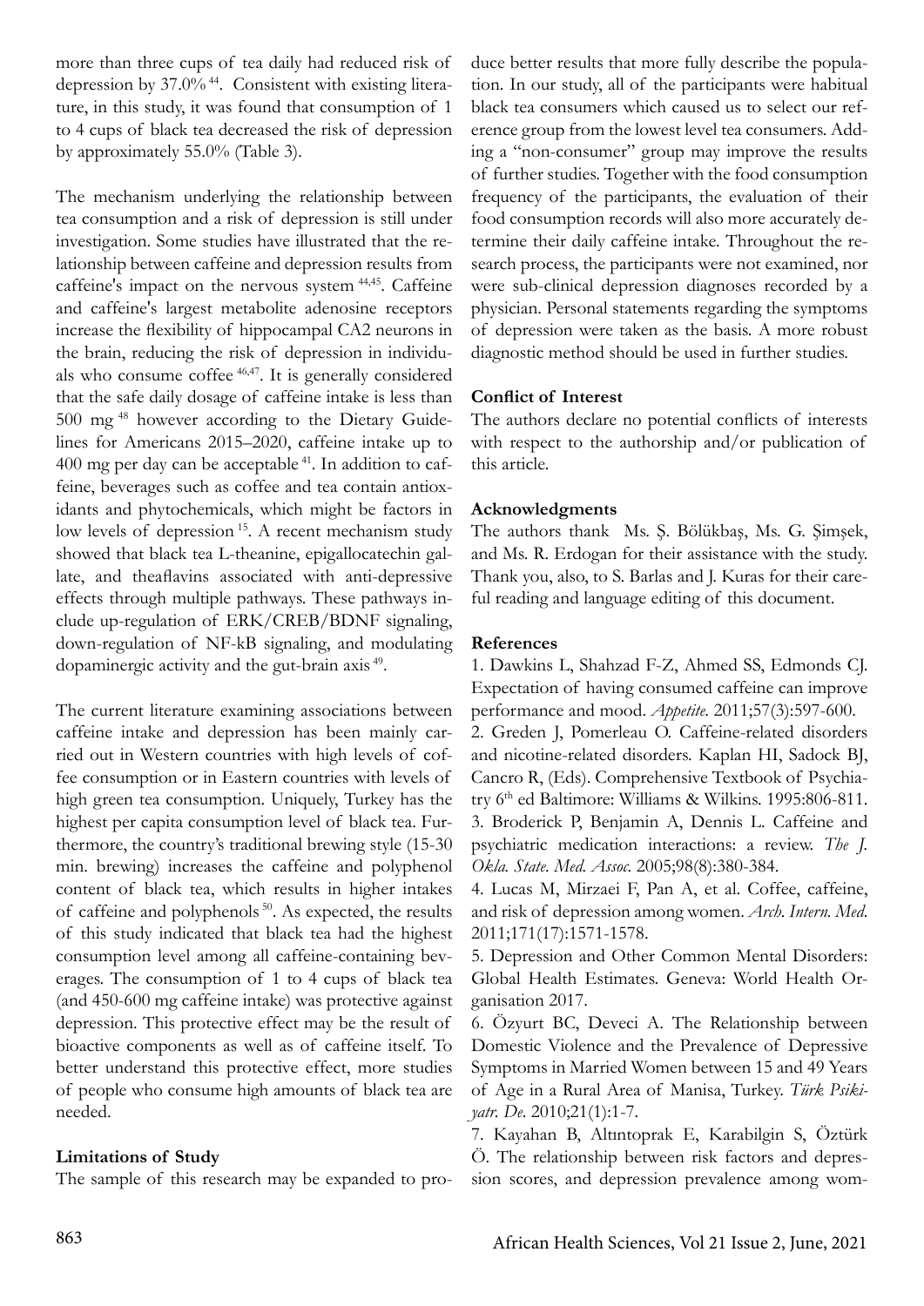more than three cups of tea daily had reduced risk of depression by 37.0% [44]. Consistent with existing literature, in this study, it was found that consumption of 1 to 4 cups of black tea decreased the risk of depression by approximately 55.0% (Table 3).

The mechanism underlying the relationship between tea consumption and a risk of depression is still under investigation. Some studies have illustrated that the relationship between caffeine and depression results from caffeine's impact on the nervous system [44,45]. Caffeine and caffeine's largest metabolite adenosine receptors increase the flexibility of hippocampal CA2 neurons in the brain, reducing the risk of depression in individuals who consume coffee [46,47]. It is generally considered that the safe daily dosage of caffeine intake is less than 500 mg [48] however according to the Dietary Guidelines for Americans 2015–2020, caffeine intake up to 400 mg per day can be acceptable [41]. In addition to caffeine, beverages such as coffee and tea contain antioxidants and phytochemicals, which might be factors in low levels of depression [15]. A recent mechanism study showed that black tea L-theanine, epigallocatechin gallate, and theaflavins associated with anti-depressive effects through multiple pathways. These pathways include up-regulation of ERK/CREB/BDNF signaling, down-regulation of NF-kB signaling, and modulating dopaminergic activity and the gut-brain axis [49].

The current literature examining associations between caffeine intake and depression has been mainly carried out in Western countries with high levels of coffee consumption or in Eastern countries with levels of high green tea consumption. Uniquely, Turkey has the highest per capita consumption level of black tea. Furthermore, the country's traditional brewing style (15-30 min. brewing) increases the caffeine and polyphenol content of black tea, which results in higher intakes of caffeine and polyphenols [50]. As expected, the results of this study indicated that black tea had the highest consumption level among all caffeine-containing beverages. The consumption of 1 to 4 cups of black tea (and 450-600 mg caffeine intake) was protective against depression. This protective effect may be the result of bioactive components as well as of caffeine itself. To better understand this protective effect, more studies of people who consume high amounts of black tea are needed.

### Limitations of Study

The sample of this research may be expanded to produce better results that more fully describe the population. In our study, all of the participants were habitual black tea consumers which caused us to select our reference group from the lowest level tea consumers. Adding a "non-consumer" group may improve the results of further studies. Together with the food consumption frequency of the participants, the evaluation of their food consumption records will also more accurately determine their daily caffeine intake. Throughout the research process, the participants were not examined, nor were sub-clinical depression diagnoses recorded by a physician. Personal statements regarding the symptoms of depression were taken as the basis. A more robust diagnostic method should be used in further studies.

### Conflict of Interest

The authors declare no potential conflicts of interests with respect to the authorship and/or publication of this article.

### Acknowledgments

The authors thank Ms. Ş. Bölükbaş, Ms. G. Şimşek, and Ms. R. Erdogan for their assistance with the study. Thank you, also, to S. Barlas and J. Kuras for their careful reading and language editing of this document.

### References

1. Dawkins L, Shahzad F-Z, Ahmed SS, Edmonds CJ. Expectation of having consumed caffeine can improve performance and mood. *Appetite*. 2011;57(3):597-600.
2. Greden J, Pomerleau O. Caffeine-related disorders and nicotine-related disorders. Kaplan HI, Sadock BJ, Cancro R, (Eds). Comprehensive Textbook of Psychiatry 6th ed Baltimore: Williams & Wilkins. 1995:806-811.
3. Broderick P, Benjamin A, Dennis L. Caffeine and psychiatric medication interactions: a review. *The J. Okla. State. Med. Assoc.* 2005;98(8):380-384.
4. Lucas M, Mirzaei F, Pan A, et al. Coffee, caffeine, and risk of depression among women. *Arch. Intern. Med*. 2011;171(17):1571-1578.
5. Depression and Other Common Mental Disorders: Global Health Estimates. Geneva: World Health Organisation 2017.
6. Özyurt BC, Deveci A. The Relationship between Domestic Violence and the Prevalence of Depressive Symptoms in Married Women between 15 and 49 Years of Age in a Rural Area of Manisa, Turkey. *Türk Psikiyatr. De*. 2010;21(1):1-7.
7. Kayahan B, Altıntoprak E, Karabilgin S, Öztürk Ö. The relationship between risk factors and depression scores, and depression prevalence among wom-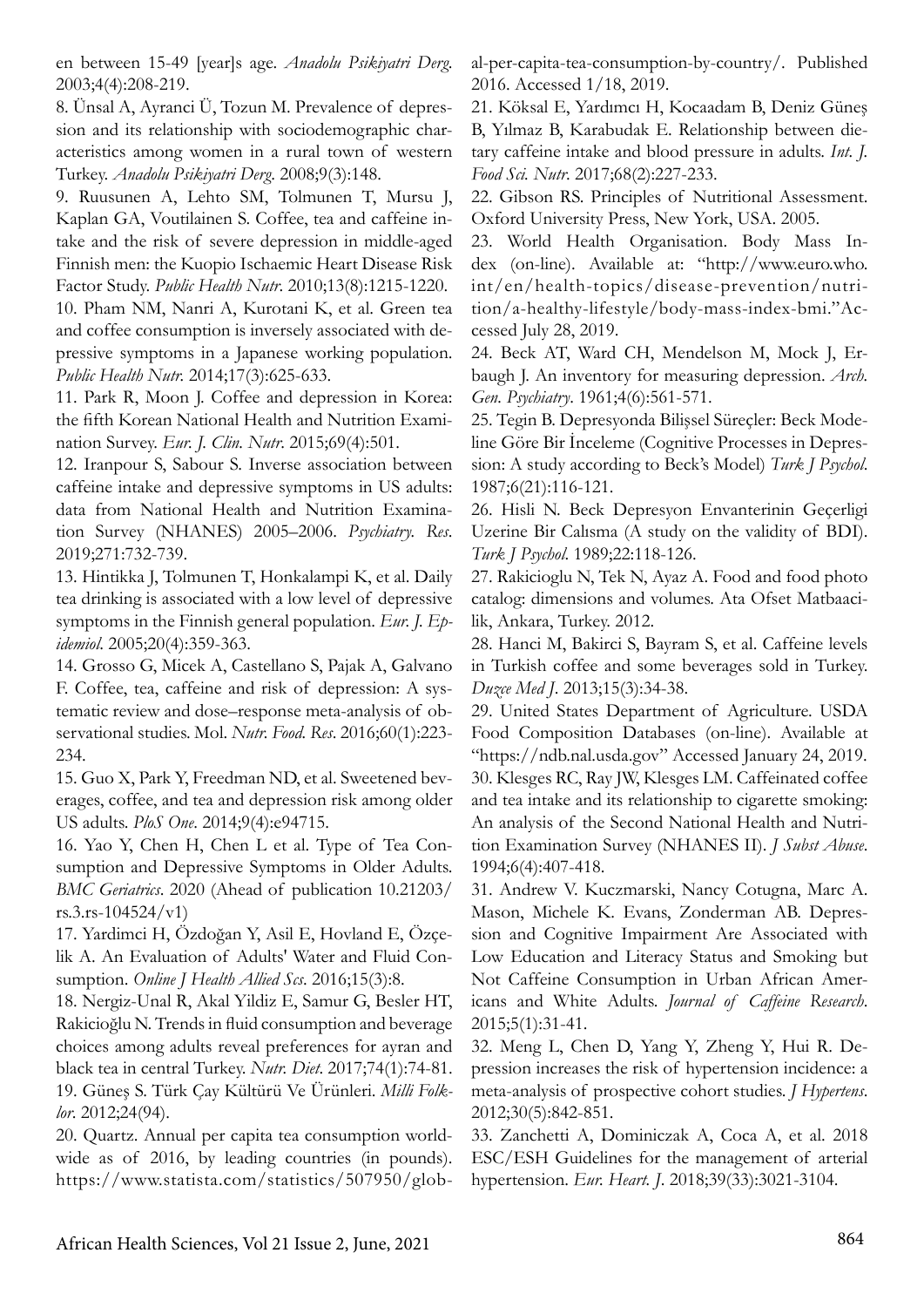en between 15-49 [year]s age. *Anadolu Psikiyatri Derg.* 2003;4(4):208-219.

8. Ünsal A, Ayranci Ü, Tozun M. Prevalence of depression and its relationship with sociodemographic characteristics among women in a rural town of western Turkey. *Anadolu Psikiyatri Derg.* 2008;9(3):148.

9. Ruusunen A, Lehto SM, Tolmunen T, Mursu J, Kaplan GA, Voutilainen S. Coffee, tea and caffeine intake and the risk of severe depression in middle-aged Finnish men: the Kuopio Ischaemic Heart Disease Risk Factor Study. *Public Health Nutr.* 2010;13(8):1215-1220.

10. Pham NM, Nanri A, Kurotani K, et al. Green tea and coffee consumption is inversely associated with depressive symptoms in a Japanese working population. *Public Health Nutr.* 2014;17(3):625-633.

11. Park R, Moon J. Coffee and depression in Korea: the fifth Korean National Health and Nutrition Examination Survey. *Eur. J. Clin. Nutr.* 2015;69(4):501.

12. Iranpour S, Sabour S. Inverse association between caffeine intake and depressive symptoms in US adults: data from National Health and Nutrition Examination Survey (NHANES) 2005–2006. *Psychiatry. Res.* 2019;271:732-739.

13. Hintikka J, Tolmunen T, Honkalampi K, et al. Daily tea drinking is associated with a low level of depressive symptoms in the Finnish general population. *Eur. J. Epidemiol.* 2005;20(4):359-363.

14. Grosso G, Micek A, Castellano S, Pajak A, Galvano F. Coffee, tea, caffeine and risk of depression: A systematic review and dose–response meta-analysis of observational studies. Mol. *Nutr. Food. Res.* 2016;60(1):223-234.

15. Guo X, Park Y, Freedman ND, et al. Sweetened beverages, coffee, and tea and depression risk among older US adults. *PloS One.* 2014;9(4):e94715.

16. Yao Y, Chen H, Chen L et al. Type of Tea Consumption and Depressive Symptoms in Older Adults. *BMC Geriatrics.* 2020 (Ahead of publication 10.21203/rs.3.rs-104524/v1)

17. Yardimci H, Özdoğan Y, Asil E, Hovland E, Özçelik A. An Evaluation of Adults' Water and Fluid Consumption. *Online J Health Allied Scs.* 2016;15(3):8.

18. Nergiz-Unal R, Akal Yildiz E, Samur G, Besler HT, Rakicioğlu N. Trends in fluid consumption and beverage choices among adults reveal preferences for ayran and black tea in central Turkey. *Nutr. Diet.* 2017;74(1):74-81.

19. Güneş S. Türk Çay Kültürü Ve Ürünleri. *Milli Folklor.* 2012;24(94).

20. Quartz. Annual per capita tea consumption worldwide as of 2016, by leading countries (in pounds). https://www.statista.com/statistics/507950/global-per-capita-tea-consumption-by-country/. Published 2016. Accessed 1/18, 2019.

21. Köksal E, Yardımcı H, Kocaadam B, Deniz Güneş B, Yılmaz B, Karabudak E. Relationship between dietary caffeine intake and blood pressure in adults. *Int. J. Food Sci. Nutr.* 2017;68(2):227-233.

22. Gibson RS. Principles of Nutritional Assessment. Oxford University Press, New York, USA. 2005.

23. World Health Organisation. Body Mass Index (on-line). Available at: "http://www.euro.who.int/en/health-topics/disease-prevention/nutrition/a-healthy-lifestyle/body-mass-index-bmi."Accessed July 28, 2019.

24. Beck AT, Ward CH, Mendelson M, Mock J, Erbaugh J. An inventory for measuring depression. *Arch. Gen. Psychiatry.* 1961;4(6):561-571.

25. Tegin B. Depresyonda Bilişsel Süreçler: Beck Modeline Göre Bir İnceleme (Cognitive Processes in Depression: A study according to Beck's Model) *Turk J Psychol.* 1987;6(21):116-121.

26. Hisli N. Beck Depresyon Envanterinin Geçerligi Uzerine Bir Calısma (A study on the validity of BDI). *Turk J Psychol.* 1989;22:118-126.

27. Rakicioglu N, Tek N, Ayaz A. Food and food photo catalog: dimensions and volumes. Ata Ofset Matbaacilik, Ankara, Turkey. 2012.

28. Hanci M, Bakirci S, Bayram S, et al. Caffeine levels in Turkish coffee and some beverages sold in Turkey. *Duzce Med J.* 2013;15(3):34-38.

29. United States Department of Agriculture. USDA Food Composition Databases (on-line). Available at "https://ndb.nal.usda.gov" Accessed January 24, 2019.

30. Klesges RC, Ray JW, Klesges LM. Caffeinated coffee and tea intake and its relationship to cigarette smoking: An analysis of the Second National Health and Nutrition Examination Survey (NHANES II). *J Subst Abuse.* 1994;6(4):407-418.

31. Andrew V. Kuczmarski, Nancy Cotugna, Marc A. Mason, Michele K. Evans, Zonderman AB. Depression and Cognitive Impairment Are Associated with Low Education and Literacy Status and Smoking but Not Caffeine Consumption in Urban African Americans and White Adults. *Journal of Caffeine Research.* 2015;5(1):31-41.

32. Meng L, Chen D, Yang Y, Zheng Y, Hui R. Depression increases the risk of hypertension incidence: a meta-analysis of prospective cohort studies. *J Hypertens.* 2012;30(5):842-851.

33. Zanchetti A, Dominiczak A, Coca A, et al. 2018 ESC/ESH Guidelines for the management of arterial hypertension. *Eur. Heart. J.* 2018;39(33):3021-3104.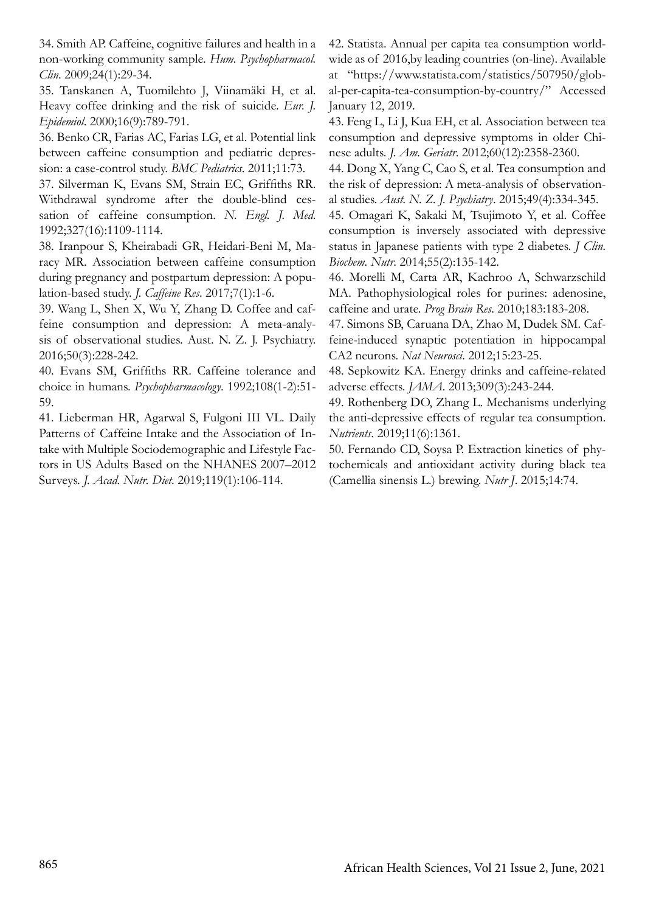34. Smith AP. Caffeine, cognitive failures and health in a non-working community sample. *Hum. Psychopharmacol. Clin*. 2009;24(1):29-34.

35. Tanskanen A, Tuomilehto J, Viinamäki H, et al. Heavy coffee drinking and the risk of suicide. *Eur. J. Epidemiol*. 2000;16(9):789-791.

36. Benko CR, Farias AC, Farias LG, et al. Potential link between caffeine consumption and pediatric depression: a case-control study. *BMC Pediatrics*. 2011;11:73.

37. Silverman K, Evans SM, Strain EC, Griffiths RR. Withdrawal syndrome after the double-blind cessation of caffeine consumption. *N. Engl. J. Med*. 1992;327(16):1109-1114.

38. Iranpour S, Kheirabadi GR, Heidari-Beni M, Maracy MR. Association between caffeine consumption during pregnancy and postpartum depression: A population-based study. *J. Caffeine Res*. 2017;7(1):1-6.

39. Wang L, Shen X, Wu Y, Zhang D. Coffee and caffeine consumption and depression: A meta-analysis of observational studies. Aust. N. Z. J. Psychiatry. 2016;50(3):228-242.

40. Evans SM, Griffiths RR. Caffeine tolerance and choice in humans. *Psychopharmacology*. 1992;108(1-2):51-59.

41. Lieberman HR, Agarwal S, Fulgoni III VL. Daily Patterns of Caffeine Intake and the Association of Intake with Multiple Sociodemographic and Lifestyle Factors in US Adults Based on the NHANES 2007–2012 Surveys. *J. Acad. Nutr. Diet*. 2019;119(1):106-114.

42. Statista. Annual per capita tea consumption worldwide as of 2016,by leading countries (on-line). Available at "https://www.statista.com/statistics/507950/global-per-capita-tea-consumption-by-country/" Accessed January 12, 2019.

43. Feng L, Li J, Kua EH, et al. Association between tea consumption and depressive symptoms in older Chinese adults. *J. Am. Geriatr*. 2012;60(12):2358-2360.

44. Dong X, Yang C, Cao S, et al. Tea consumption and the risk of depression: A meta-analysis of observational studies. *Aust. N. Z. J. Psychiatry*. 2015;49(4):334-345.

45. Omagari K, Sakaki M, Tsujimoto Y, et al. Coffee consumption is inversely associated with depressive status in Japanese patients with type 2 diabetes. *J Clin. Biochem. Nutr*. 2014;55(2):135-142.

46. Morelli M, Carta AR, Kachroo A, Schwarzschild MA. Pathophysiological roles for purines: adenosine, caffeine and urate. *Prog Brain Res*. 2010;183:183-208.

47. Simons SB, Caruana DA, Zhao M, Dudek SM. Caffeine-induced synaptic potentiation in hippocampal CA2 neurons. *Nat Neurosci*. 2012;15:23-25.

48. Sepkowitz KA. Energy drinks and caffeine-related adverse effects. *JAMA*. 2013;309(3):243-244.

49. Rothenberg DO, Zhang L. Mechanisms underlying the anti-depressive effects of regular tea consumption. *Nutrients*. 2019;11(6):1361.

50. Fernando CD, Soysa P. Extraction kinetics of phytochemicals and antioxidant activity during black tea (Camellia sinensis L.) brewing. *Nutr J*. 2015;14:74.